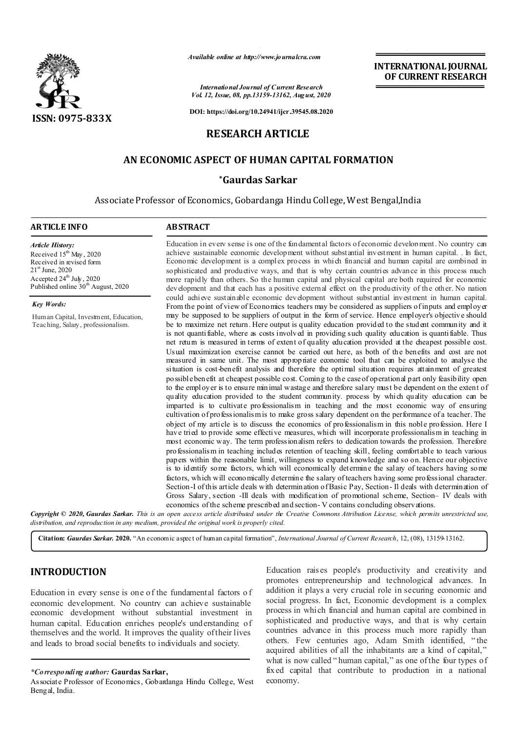ISSN: 0975-833X

*Available online at http://www.journalcra.com*

*International Journal of Current Research*
*Vol. 12, Issue, 08, pp.13159-13162, August, 2020*

**DOI: https://doi.org/10.24941/ijcr.39545.08.2020**

**INTERNATIONAL JOURNAL OF CURRENT RESEARCH**

## RESEARCH ARTICLE

# AN ECONOMIC ASPECT OF HUMAN CAPITAL FORMATION

**\*Gaurdas Sarkar**

Associate Professor of Economics, Gobardanga Hindu College, West Bengal,India

### ARTICLE INFO

*Article History:*
Received 15th May, 2020
Received in revised form 21st June, 2020
Accepted 24th July, 2020
Published online 30th August, 2020

*Key Words:*

Human Capital, Investment, Education, Teaching, Salary, professionalism.

### ABSTRACT

Education in every sense is one of the fundamental factors of economic development. No country can achieve sustainable economic development without substantial investment in human capital. . In fact, Economic development is a complex process in which financial and human capital are combined in sophisticated and productive ways, and that is why certain countries advance in this process much more rapidly than others. So the human capital and physical capital are both required for economic development and that each has a positive external effect on the productivity of the other. No nation could achieve sustainable economic development without substantial investment in human capital. From the point of view of Economics teachers may be considered as suppliers of inputs and employer may be supposed to be suppliers of output in the form of service. Hence employer's objective should be to maximize net return. Here output is quality education provided to the student community and it is not quantifiable, where as costs involved in providing such quality education is quantifiable. Thus net return is measured in terms of extent of quality education provided at the cheapest possible cost. Usual maximization exercise cannot be carried out here, as both of the benefits and cost are not measured in same unit. The most appropriate economic tool that can be exploited to analyse the situation is cost-benefit analysis and therefore the optimal situation requires attainment of greatest possible benefit at cheapest possible cost. Coming to the case of operational part only feasibility open to the employer is to ensure minimal wastage and therefore salary must be dependent on the extent of quality education provided to the student community. process by which quality education can be imparted is to cultivate professionalism in teaching and the most economic way of ensuring cultivation of professionalism is to make gross salary dependent on the performance of a teacher. The object of my article is to discuss the economics of professionalism in this noble profession. Here I have tried to provide some effective measures, which will incorporate professionalism in teaching in most economic way. The term professionalism refers to dedication towards the profession. Therefore professionalism in teaching includes retention of teaching skill, feeling comfortable to teach various papers within the reasonable limit, willingness to expand knowledge and so on. Hence our objective is to identify some factors, which will economically determine the salary of teachers having some factors, which will economically determine the salary of teachers having some professional character. Section-I of this article deals with determination of Basic Pay, Section- II deals with determination of Gross Salary, section -III deals with modification of promotional scheme, Section– IV deals with economics of the scheme prescribed and section- V contains concluding observations.

***Copyright © 2020, Gaurdas Sarkar.*** *This is an open access article distributed under the Creative Commons Attribution License, which permits unrestricted use, distribution, and reproduction in any medium, provided the original work is properly cited.*

**Citation:** ***Gaurdas Sarkar.*** **2020.** "An economic aspect of human capital formation", *International Journal of Current Research*, 12, (08), 13159-13162.

## INTRODUCTION

Education in every sense is one of the fundamental factors of economic development. No country can achieve sustainable economic development without substantial investment in human capital. Education enriches people's understanding of themselves and the world. It improves the quality of their lives and leads to broad social benefits to individuals and society. Education raises people's productivity and creativity and promotes entrepreneurship and technological advances. In addition it plays a very crucial role in securing economic and social progress. In fact, Economic development is a complex process in which financial and human capital are combined in sophisticated and productive ways, and that is why certain countries advance in this process much more rapidly than others. Few centuries ago, Adam Smith identified, "the acquired abilities of all the inhabitants are a kind of capital," what is now called "human capital," as one of the four types of fixed capital that contribute to production in a national economy.

*\*Corresponding author:* **Gaurdas Sarkar,**
Associate Professor of Economics, Gobardanga Hindu College, West Bengal, India.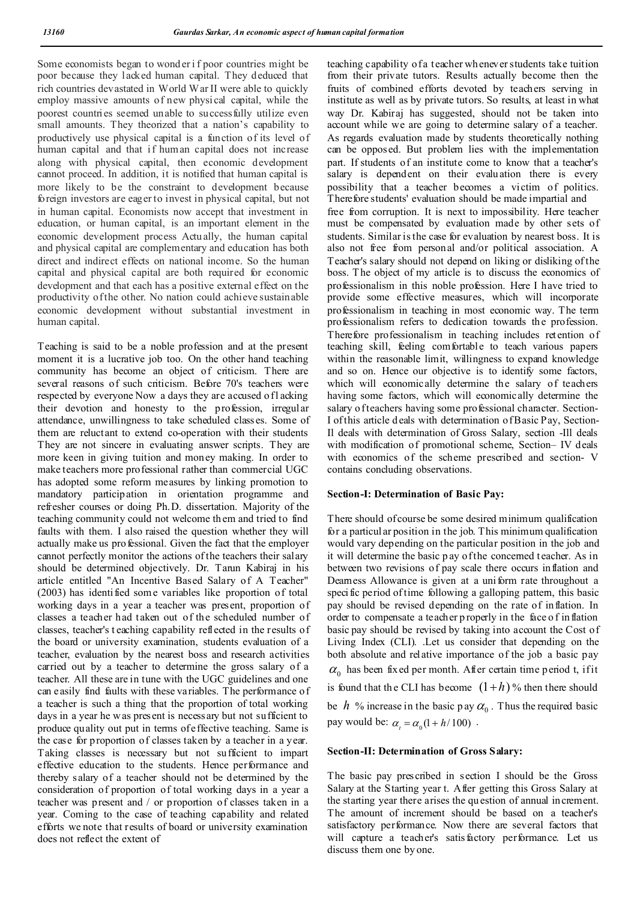Some economists began to wonder if poor countries might be poor because they lacked human capital. They deduced that rich countries devastated in World War II were able to quickly employ massive amounts of new physical capital, while the poorest countries seemed unable to successfully utilize even small amounts. They theorized that a nation's capability to productively use physical capital is a function of its level of human capital and that if human capital does not increase along with physical capital, then economic development cannot proceed. In addition, it is notified that human capital is more likely to be the constraint to development because foreign investors are eager to invest in physical capital, but not in human capital. Economists now accept that investment in education, or human capital, is an important element in the economic development process Actually, the human capital and physical capital are complementary and education has both direct and indirect effects on national income. So the human capital and physical capital are both required for economic development and that each has a positive external effect on the productivity of the other. No nation could achieve sustainable economic development without substantial investment in human capital.

Teaching is said to be a noble profession and at the present moment it is a lucrative job too. On the other hand teaching community has become an object of criticism. There are several reasons of such criticism. Before 70's teachers were respected by everyone Now a days they are accused of lacking their devotion and honesty to the profession, irregular attendance, unwillingness to take scheduled classes. Some of them are reluctant to extend co-operation with their students They are not sincere in evaluating answer scripts. They are more keen in giving tuition and money making. In order to make teachers more professional rather than commercial UGC has adopted some reform measures by linking promotion to mandatory participation in orientation programme and refresher courses or doing Ph.D. dissertation. Majority of the teaching community could not welcome them and tried to find faults with them. I also raised the question whether they will actually make us professional. Given the fact that the employer cannot perfectly monitor the actions of the teachers their salary should be determined objectively. Dr. Tarun Kabiraj in his article entitled "An Incentive Based Salary of A Teacher" (2003) has identified some variables like proportion of total working days in a year a teacher was present, proportion of classes a teacher had taken out of the scheduled number of classes, teacher's teaching capability reflected in the results of the board or university examination, students evaluation of a teacher, evaluation by the nearest boss and research activities carried out by a teacher to determine the gross salary of a teacher. All these are in tune with the UGC guidelines and one can easily find faults with these variables. The performance of a teacher is such a thing that the proportion of total working days in a year he was present is necessary but not sufficient to produce quality out put in terms of effective teaching. Same is the case for proportion of classes taken by a teacher in a year. Taking classes is necessary but not sufficient to impart effective education to the students. Hence performance and thereby salary of a teacher should not be determined by the consideration of proportion of total working days in a year a teacher was present and / or proportion of classes taken in a year. Coming to the case of teaching capability and related efforts we note that results of board or university examination does not reflect the extent of teaching capability of a teacher whenever students take tuition from their private tutors. Results actually become then the fruits of combined efforts devoted by teachers serving in institute as well as by private tutors. So results, at least in what way Dr. Kabiraj has suggested, should not be taken into account while we are going to determine salary of a teacher. As regards evaluation made by students theoretically nothing can be opposed. But problem lies with the implementation part. If students of an institute come to know that a teacher's salary is dependent on their evaluation there is every possibility that a teacher becomes a victim of politics. Therefore students' evaluation should be made impartial and free from corruption. It is next to impossibility. Here teacher must be compensated by evaluation made by other sets of students. Similar is the case for evaluation by nearest boss. It is also not free from personal and/or political association. A Teacher's salary should not depend on liking or disliking of the boss. The object of my article is to discuss the economics of professionalism in this noble profession. Here I have tried to provide some effective measures, which will incorporate professionalism in teaching in most economic way. The term professionalism refers to dedication towards the profession. Therefore professionalism in teaching includes retention of teaching skill, feeling comfortable to teach various papers within the reasonable limit, willingness to expand knowledge and so on. Hence our objective is to identify some factors, which will economically determine the salary of teachers having some factors, which will economically determine the salary of teachers having some professional character. Section-I of this article deals with determination of Basic Pay, Section-II deals with determination of Gross Salary, section -III deals with modification of promotional scheme, Section– IV deals with economics of the scheme prescribed and section- V contains concluding observations.

## Section-I: Determination of Basic Pay:

There should of course be some desired minimum qualification for a particular position in the job. This minimum qualification would vary depending on the particular position in the job and it will determine the basic pay of the concerned teacher. As in between two revisions of pay scale there occurs inflation and Dearness Allowance is given at a uniform rate throughout a specific period of time following a galloping pattern, this basic pay should be revised depending on the rate of inflation. In order to compensate a teacher properly in the face of inflation basic pay should be revised by taking into account the Cost of Living Index (CLI). .Let us consider that depending on the both absolute and relative importance of the job a basic pay $\alpha_0$ has been fixed per month. After certain time period t, if it is found that the CLI has become $(1+h)$ % then there should be $h$ % increase in the basic pay $\alpha_0$. Thus the required basic pay would be: $\alpha_t = \alpha_0(1 + h/100)$ .

## Section-II: Determination of Gross Salary:

The basic pay prescribed in section I should be the Gross Salary at the Starting year t. After getting this Gross Salary at the starting year there arises the question of annual increment. The amount of increment should be based on a teacher's satisfactory performance. Now there are several factors that will capture a teacher's satisfactory performance. Let us discuss them one by one.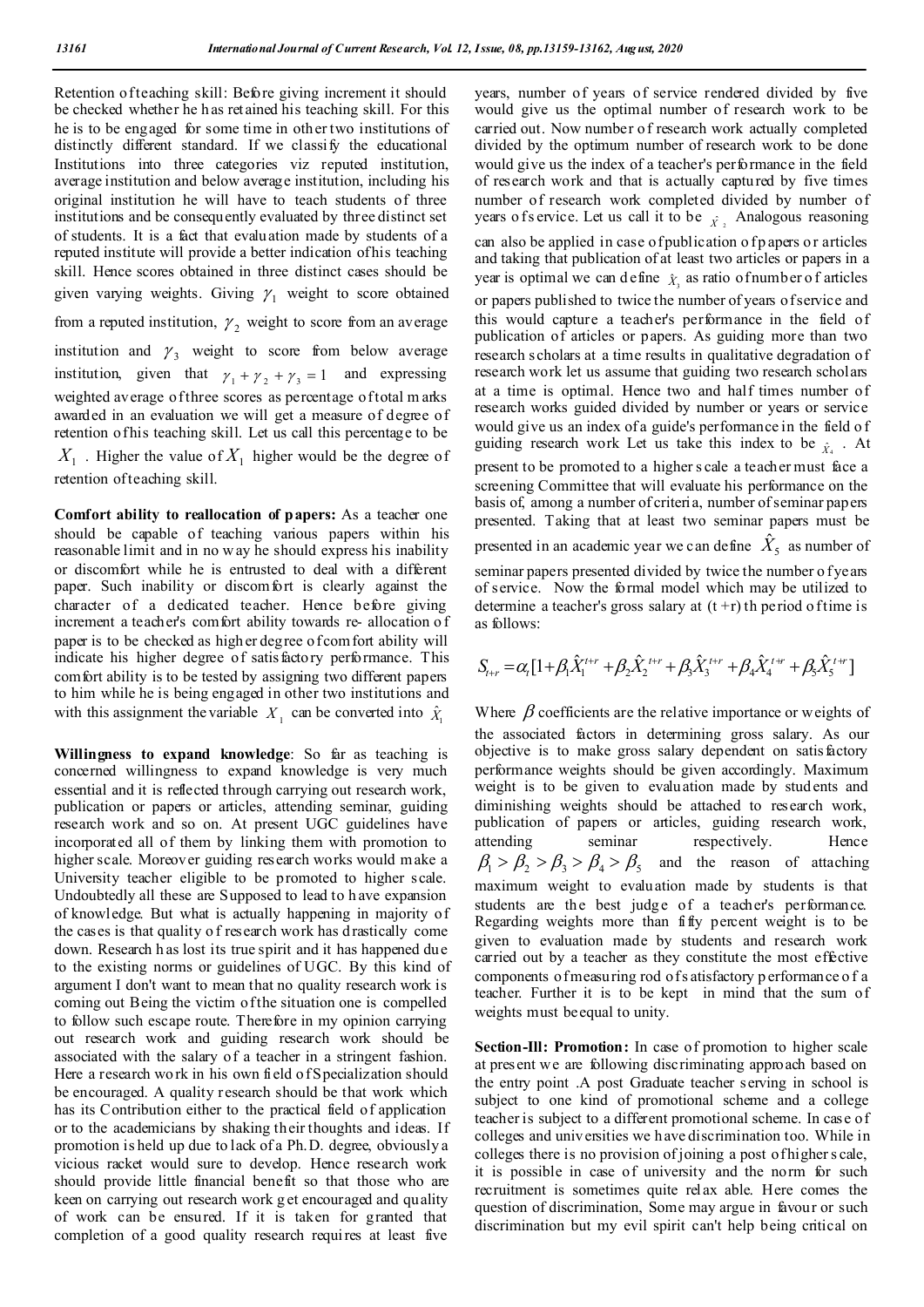Retention of teaching skill: Before giving increment it should be checked whether he has retained his teaching skill. For this he is to be engaged for some time in other two institutions of distinctly different standard. If we classify the educational Institutions into three categories viz reputed institution, average institution and below average institution, including his original institution he will have to teach students of three institutions and be consequently evaluated by three distinct set of students. It is a fact that evaluation made by students of a reputed institute will provide a better indication of his teaching skill. Hence scores obtained in three distinct cases should be given varying weights. Giving $\gamma_1$ weight to score obtained from a reputed institution, $\gamma_2$ weight to score from an average institution and $\gamma_3$ weight to score from below average institution, given that $\gamma_1 + \gamma_2 + \gamma_3 = 1$ and expressing weighted average of three scores as percentage of total marks awarded in an evaluation we will get a measure of degree of retention of his teaching skill. Let us call this percentage to be $X_1$ . Higher the value of $X_1$ higher would be the degree of retention of teaching skill.

**Comfort ability to reallocation of papers:** As a teacher one should be capable of teaching various papers within his reasonable limit and in no way he should express his inability or discomfort while he is entrusted to deal with a different paper. Such inability or discomfort is clearly against the character of a dedicated teacher. Hence before giving increment a teacher's comfort ability towards re- allocation of paper is to be checked as higher degree of comfort ability will indicate his higher degree of satisfactory performance. This comfort ability is to be tested by assigning two different papers to him while he is being engaged in other two institutions and with this assignment the variable $X_1$ can be converted into $\hat{X}_1$

**Willingness to expand knowledge**: So far as teaching is concerned willingness to expand knowledge is very much essential and it is reflected through carrying out research work, publication or papers or articles, attending seminar, guiding research work and so on. At present UGC guidelines have incorporated all of them by linking them with promotion to higher scale. Moreover guiding research works would make a University teacher eligible to be promoted to higher scale. Undoubtedly all these are Supposed to lead to have expansion of knowledge. But what is actually happening in majority of the cases is that quality of research work has drastically come down. Research has lost its true spirit and it has happened due to the existing norms or guidelines of UGC. By this kind of argument I don't want to mean that no quality research work is coming out Being the victim of the situation one is compelled to follow such escape route. Therefore in my opinion carrying out research work and guiding research work should be associated with the salary of a teacher in a stringent fashion. Here a research work in his own field of Specialization should be encouraged. A quality research should be that work which has its Contribution either to the practical field of application or to the academicians by shaking their thoughts and ideas. If promotion is held up due to lack of a Ph.D. degree, obviously a vicious racket would sure to develop. Hence research work should provide little financial benefit so that those who are keen on carrying out research work get encouraged and quality of work can be ensured. If it is taken for granted that completion of a good quality research requires at least five years, number of years of service rendered divided by five would give us the optimal number of research work to be carried out. Now number of research work actually completed divided by the optimum number of research work to be done would give us the index of a teacher's performance in the field of research work and that is actually captured by five times number of research work completed divided by number of years of service. Let us call it to be $\hat{X}_2$ Analogous reasoning can also be applied in case of publication of papers or articles and taking that publication of at least two articles or papers in a year is optimal we can define $\hat{X}_3$ as ratio of number of articles or papers published to twice the number of years of service and this would capture a teacher's performance in the field of publication of articles or papers. As guiding more than two research scholars at a time results in qualitative degradation of research work let us assume that guiding two research scholars at a time is optimal. Hence two and half times number of research works guided divided by number or years or service would give us an index of a guide's performance in the field of guiding research work Let us take this index to be $\hat{X}_4$ . At present to be promoted to a higher scale a teacher must face a screening Committee that will evaluate his performance on the basis of, among a number of criteria, number of seminar papers presented. Taking that at least two seminar papers must be presented in an academic year we can define $\hat{X}_5$ as number of seminar papers presented divided by twice the number of years of service. Now the formal model which may be utilized to determine a teacher's gross salary at (t +r) th period of time is as follows:

$$S_{t+r} = \alpha_t [1 + \beta_1 \hat{X}_1^{t+r} + \beta_2 \hat{X}_2^{t+r} + \beta_3 \hat{X}_3^{t+r} + \beta_4 \hat{X}_4^{t+r} + \beta_5 \hat{X}_5^{t+r}]$$

Where $\beta$ coefficients are the relative importance or weights of the associated factors in determining gross salary. As our objective is to make gross salary dependent on satisfactory performance weights should be given accordingly. Maximum weight is to be given to evaluation made by students and diminishing weights should be attached to research work, publication of papers or articles, guiding research work, attending seminar respectively. Hence $\beta_1 > \beta_2 > \beta_3 > \beta_4 > \beta_5$ and the reason of attaching maximum weight to evaluation made by students is that students are the best judge of a teacher's performance. Regarding weights more than fifty percent weight is to be given to evaluation made by students and research work carried out by a teacher as they constitute the most effective components of measuring rod of satisfactory performance of a teacher. Further it is to be kept in mind that the sum of weights must be equal to unity.

**Section-III: Promotion:** In case of promotion to higher scale at present we are following discriminating approach based on the entry point .A post Graduate teacher serving in school is subject to one kind of promotional scheme and a college teacher is subject to a different promotional scheme. In case of colleges and universities we have discrimination too. While in colleges there is no provision of joining a post of higher scale, it is possible in case of university and the norm for such recruitment is sometimes quite relax able. Here comes the question of discrimination, Some may argue in favour or such discrimination but my evil spirit can't help being critical on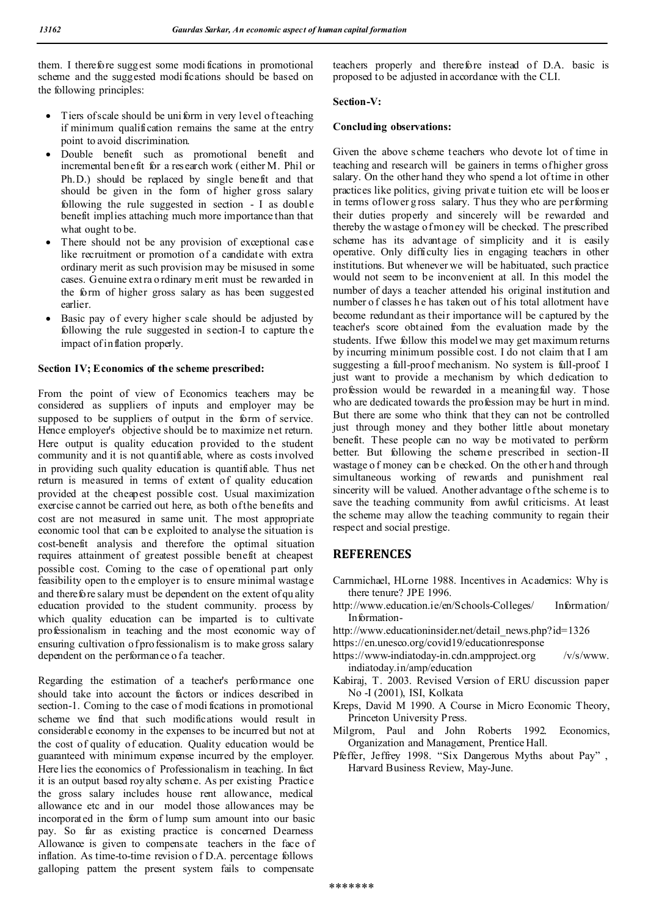them. I therefore suggest some modifications in promotional scheme and the suggested modifications should be based on the following principles:

- Tiers of scale should be uniform in very level of teaching if minimum qualification remains the same at the entry point to avoid discrimination.
- Double benefit such as promotional benefit and incremental benefit for a research work (either M. Phil or Ph.D.) should be replaced by single benefit and that should be given in the form of higher gross salary following the rule suggested in section - I as double benefit implies attaching much more importance than that what ought to be.
- There should not be any provision of exceptional case like recruitment or promotion of a candidate with extra ordinary merit as such provision may be misused in some cases. Genuine extra ordinary merit must be rewarded in the form of higher gross salary as has been suggested earlier.
- Basic pay of every higher scale should be adjusted by following the rule suggested in section-I to capture the impact of inflation properly.

**Section IV; Economics of the scheme prescribed:**

From the point of view of Economics teachers may be considered as suppliers of inputs and employer may be supposed to be suppliers of output in the form of service. Hence employer's objective should be to maximize net return. Here output is quality education provided to the student community and it is not quantifiable, where as costs involved in providing such quality education is quantifiable. Thus net return is measured in terms of extent of quality education provided at the cheapest possible cost. Usual maximization exercise cannot be carried out here, as both of the benefits and cost are not measured in same unit. The most appropriate economic tool that can be exploited to analyse the situation is cost-benefit analysis and therefore the optimal situation requires attainment of greatest possible benefit at cheapest possible cost. Coming to the case of operational part only feasibility open to the employer is to ensure minimal wastage and therefore salary must be dependent on the extent of quality education provided to the student community. process by which quality education can be imparted is to cultivate professionalism in teaching and the most economic way of ensuring cultivation of professionalism is to make gross salary dependent on the performance of a teacher.

Regarding the estimation of a teacher's performance one should take into account the factors or indices described in section-1. Coming to the case of modifications in promotional scheme we find that such modifications would result in considerable economy in the expenses to be incurred but not at the cost of quality of education. Quality education would be guaranteed with minimum expense incurred by the employer. Here lies the economics of Professionalism in teaching. In fact it is an output based royalty scheme. As per existing Practice the gross salary includes house rent allowance, medical allowance etc and in our model those allowances may be incorporated in the form of lump sum amount into our basic pay. So far as existing practice is concerned Dearness Allowance is given to compensate teachers in the face of inflation. As time-to-time revision of D.A. percentage follows galloping pattern the present system fails to compensate teachers properly and therefore instead of D.A. basic is proposed to be adjusted in accordance with the CLI.

**Section-V:**

**Concluding observations:**

Given the above scheme teachers who devote lot of time in teaching and research will be gainers in terms of higher gross salary. On the other hand they who spend a lot of time in other practices like politics, giving private tuition etc will be looser in terms of lower gross salary. Thus they who are performing their duties properly and sincerely will be rewarded and thereby the wastage of money will be checked. The prescribed scheme has its advantage of simplicity and it is easily operative. Only difficulty lies in engaging teachers in other institutions. But whenever we will be habituated, such practice would not seem to be inconvenient at all. In this model the number of days a teacher attended his original institution and number of classes he has taken out of his total allotment have become redundant as their importance will be captured by the teacher's score obtained from the evaluation made by the students. If we follow this model we may get maximum returns by incurring minimum possible cost. I do not claim that I am suggesting a full-proof mechanism. No system is full-proof. I just want to provide a mechanism by which dedication to profession would be rewarded in a meaningful way. Those who are dedicated towards the profession may be hurt in mind. But there are some who think that they can not be controlled just through money and they bother little about monetary benefit. These people can no way be motivated to perform better. But following the scheme prescribed in section-II wastage of money can be checked. On the other hand and through simultaneous working of rewards and punishment real sincerity will be valued. Another advantage of the scheme is to save the teaching community from awful criticisms. At least the scheme may allow the teaching community to regain their respect and social prestige.

## REFERENCES

- Carnmichael, HLorne 1988. Incentives in Academics: Why is there tenure? JPE 1996.
- http://www.education.ie/en/Schools-Colleges/ Information/ Information-
- http://www.educationinsider.net/detail_news.php?id=1326
- https://en.unesco.org/covid19/educationresponse
- https://www-indiatoday-in.cdn.ampproject.org /v/s/www. indiatoday.in/amp/education
- Kabiraj, T. 2003. Revised Version of ERU discussion paper No -I (2001), ISI, Kolkata
- Kreps, David M 1990. A Course in Micro Economic Theory, Princeton University Press.
- Milgrom, Paul and John Roberts 1992. Economics, Organization and Management, Prentice Hall.
- Pfeffer, Jeffrey 1998. "Six Dangerous Myths about Pay", Harvard Business Review, May-June.

\*\*\*\*\*\*\*